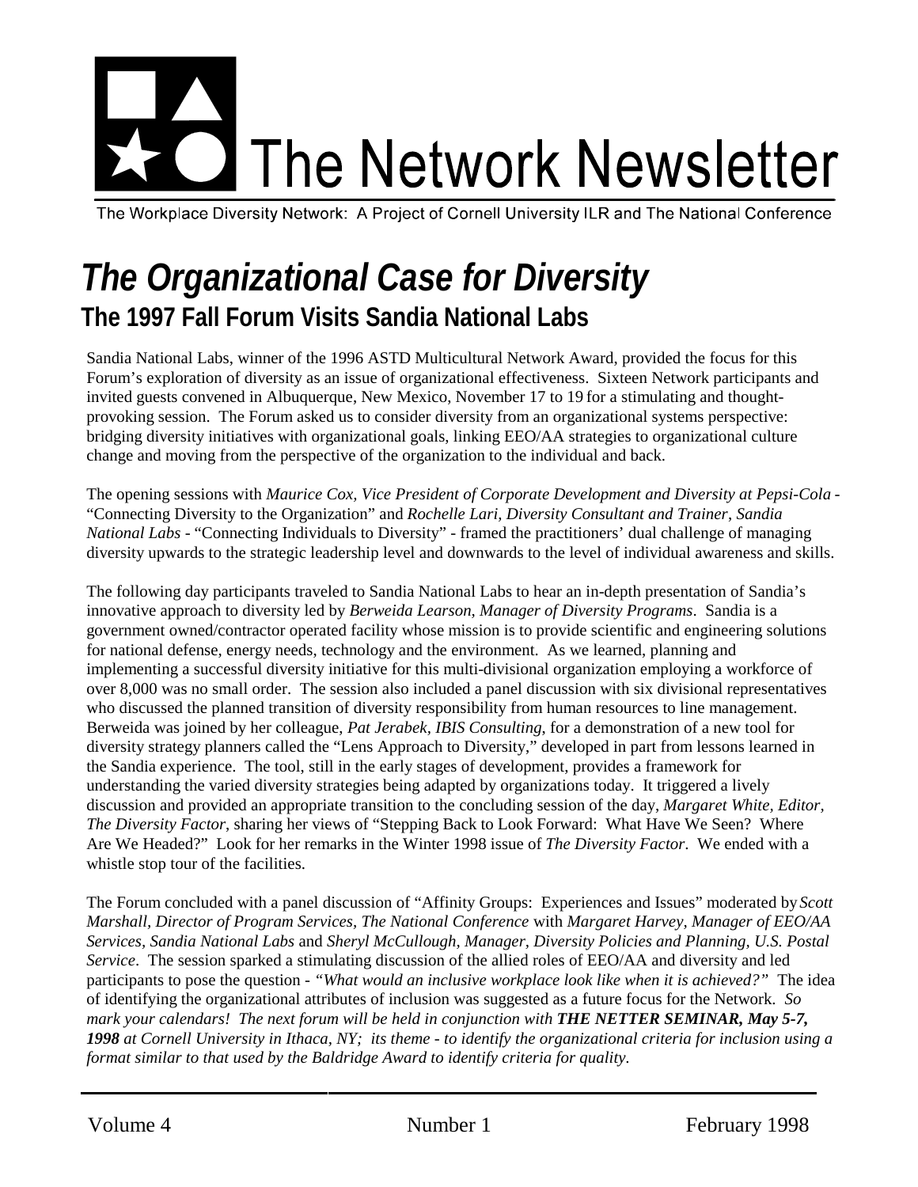# The Network Newsletter

The Workplace Diversity Network: A Project of Cornell University ILR and The National Conference

# *The Organizational Case for Diversity*

## The 1997 Fall Forum Visits Sandia National Labs

Sandia National Labs, winner of the 1996 ASTD Multicultural Network Award, provided the focus for this Forum's exploration of diversity as an issue of organizational effectiveness. Sixteen Network participants and invited guests convened in Albuquerque, New Mexico, November 17 to 19 for a stimulating and thought-provoking session. The Forum asked us to consider diversity from an organizational systems perspective: bridging diversity initiatives with organizational goals, linking EEO/AA strategies to organizational culture change and moving from the perspective of the organization to the individual and back.

The opening sessions with *Maurice Cox, Vice President of Corporate Development and Diversity at Pepsi-Cola* - "Connecting Diversity to the Organization" and *Rochelle Lari, Diversity Consultant and Trainer, Sandia National Labs* - "Connecting Individuals to Diversity" - framed the practitioners' dual challenge of managing diversity upwards to the strategic leadership level and downwards to the level of individual awareness and skills.

The following day participants traveled to Sandia National Labs to hear an in-depth presentation of Sandia's innovative approach to diversity led by *Berweida Learson, Manager of Diversity Programs*. Sandia is a government owned/contractor operated facility whose mission is to provide scientific and engineering solutions for national defense, energy needs, technology and the environment. As we learned, planning and implementing a successful diversity initiative for this multi-divisional organization employing a workforce of over 8,000 was no small order. The session also included a panel discussion with six divisional representatives who discussed the planned transition of diversity responsibility from human resources to line management. Berweida was joined by her colleague, *Pat Jerabek, IBIS Consulting*, for a demonstration of a new tool for diversity strategy planners called the "Lens Approach to Diversity," developed in part from lessons learned in the Sandia experience. The tool, still in the early stages of development, provides a framework for understanding the varied diversity strategies being adapted by organizations today. It triggered a lively discussion and provided an appropriate transition to the concluding session of the day, *Margaret White, Editor, The Diversity Factor*, sharing her views of "Stepping Back to Look Forward: What Have We Seen? Where Are We Headed?" Look for her remarks in the Winter 1998 issue of *The Diversity Factor*. We ended with a whistle stop tour of the facilities.

The Forum concluded with a panel discussion of "Affinity Groups: Experiences and Issues" moderated by *Scott Marshall, Director of Program Services, The National Conference* with *Margaret Harvey, Manager of EEO/AA Services, Sandia National Labs* and *Sheryl McCullough, Manager, Diversity Policies and Planning, U.S. Postal Service*. The session sparked a stimulating discussion of the allied roles of EEO/AA and diversity and led participants to pose the question - *"What would an inclusive workplace look like when it is achieved?"* The idea of identifying the organizational attributes of inclusion was suggested as a future focus for the Network. *So mark your calendars! The next forum will be held in conjunction with **THE NETTER SEMINAR, May 5-7, 1998** at Cornell University in Ithaca, NY; its theme - to identify the organizational criteria for inclusion using a format similar to that used by the Baldridge Award to identify criteria for quality.*

Volume 4 Number 1 February 1998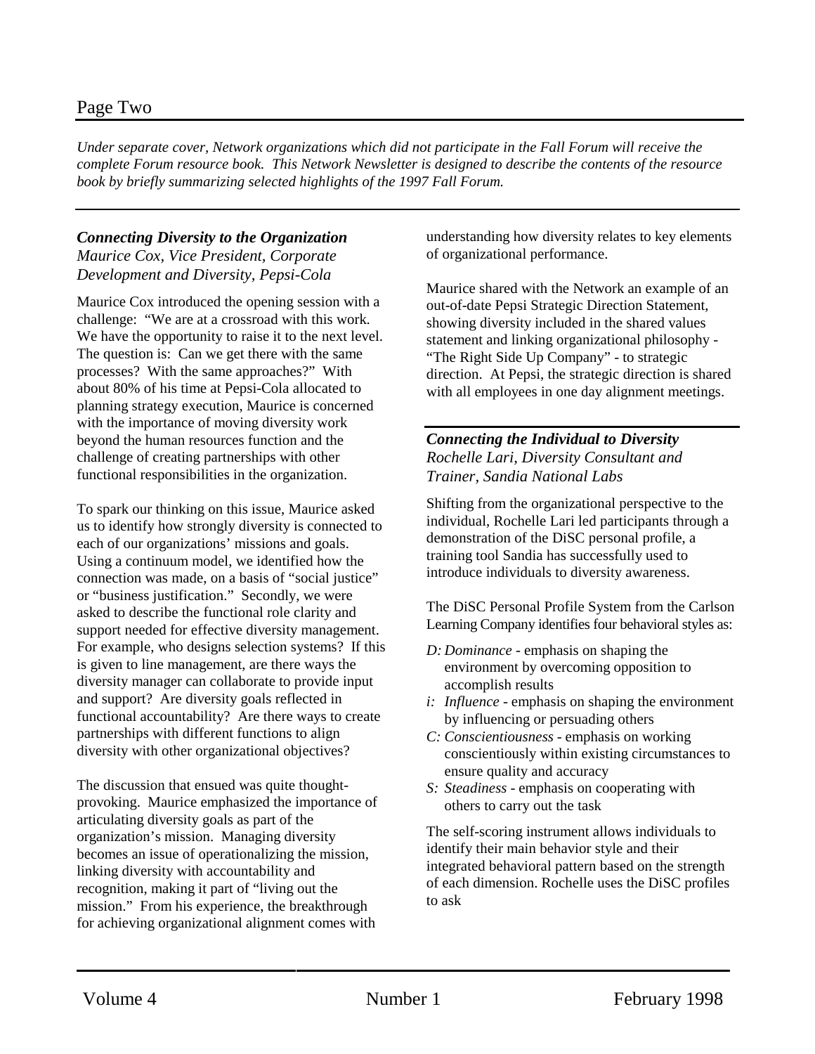*Under separate cover, Network organizations which did not participate in the Fall Forum will receive the complete Forum resource book. This Network Newsletter is designed to describe the contents of the resource book by briefly summarizing selected highlights of the 1997 Fall Forum.*

### ***Connecting Diversity to the Organization***

*Maurice Cox, Vice President, Corporate Development and Diversity, Pepsi-Cola*

Maurice Cox introduced the opening session with a challenge: "We are at a crossroad with this work. We have the opportunity to raise it to the next level. The question is: Can we get there with the same processes? With the same approaches?" With about 80% of his time at Pepsi-Cola allocated to planning strategy execution, Maurice is concerned with the importance of moving diversity work beyond the human resources function and the challenge of creating partnerships with other functional responsibilities in the organization.

To spark our thinking on this issue, Maurice asked us to identify how strongly diversity is connected to each of our organizations' missions and goals. Using a continuum model, we identified how the connection was made, on a basis of "social justice" or "business justification." Secondly, we were asked to describe the functional role clarity and support needed for effective diversity management. For example, who designs selection systems? If this is given to line management, are there ways the diversity manager can collaborate to provide input and support? Are diversity goals reflected in functional accountability? Are there ways to create partnerships with different functions to align diversity with other organizational objectives?

The discussion that ensued was quite thought-provoking. Maurice emphasized the importance of articulating diversity goals as part of the organization's mission. Managing diversity becomes an issue of operationalizing the mission, linking diversity with accountability and recognition, making it part of "living out the mission." From his experience, the breakthrough for achieving organizational alignment comes with understanding how diversity relates to key elements of organizational performance.

Maurice shared with the Network an example of an out-of-date Pepsi Strategic Direction Statement, showing diversity included in the shared values statement and linking organizational philosophy - "The Right Side Up Company" - to strategic direction. At Pepsi, the strategic direction is shared with all employees in one day alignment meetings.

### ***Connecting the Individual to Diversity***

*Rochelle Lari, Diversity Consultant and Trainer, Sandia National Labs*

Shifting from the organizational perspective to the individual, Rochelle Lari led participants through a demonstration of the DiSC personal profile, a training tool Sandia has successfully used to introduce individuals to diversity awareness.

The DiSC Personal Profile System from the Carlson Learning Company identifies four behavioral styles as:

- *D: Dominance* - emphasis on shaping the environment by overcoming opposition to accomplish results
- *i: Influence* - emphasis on shaping the environment by influencing or persuading others
- *C: Conscientiousness* - emphasis on working conscientiously within existing circumstances to ensure quality and accuracy
- *S: Steadiness* - emphasis on cooperating with others to carry out the task

The self-scoring instrument allows individuals to identify their main behavior style and their integrated behavioral pattern based on the strength of each dimension. Rochelle uses the DiSC profiles to ask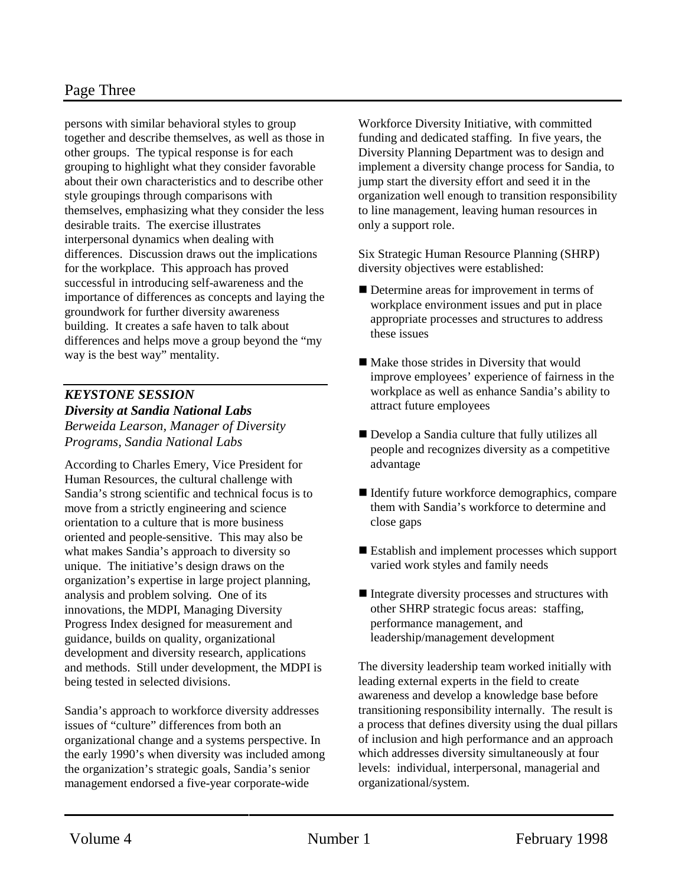persons with similar behavioral styles to group together and describe themselves, as well as those in other groups. The typical response is for each grouping to highlight what they consider favorable about their own characteristics and to describe other style groupings through comparisons with themselves, emphasizing what they consider the less desirable traits. The exercise illustrates interpersonal dynamics when dealing with differences. Discussion draws out the implications for the workplace. This approach has proved successful in introducing self-awareness and the importance of differences as concepts and laying the groundwork for further diversity awareness building. It creates a safe haven to talk about differences and helps move a group beyond the "my way is the best way" mentality.

## *KEYSTONE SESSION*
## *Diversity at Sandia National Labs*

*Berweida Learson, Manager of Diversity Programs, Sandia National Labs*

According to Charles Emery, Vice President for Human Resources, the cultural challenge with Sandia's strong scientific and technical focus is to move from a strictly engineering and science orientation to a culture that is more business oriented and people-sensitive. This may also be what makes Sandia's approach to diversity so unique. The initiative's design draws on the organization's expertise in large project planning, analysis and problem solving. One of its innovations, the MDPI, Managing Diversity Progress Index designed for measurement and guidance, builds on quality, organizational development and diversity research, applications and methods. Still under development, the MDPI is being tested in selected divisions.

Sandia's approach to workforce diversity addresses issues of "culture" differences from both an organizational change and a systems perspective. In the early 1990's when diversity was included among the organization's strategic goals, Sandia's senior management endorsed a five-year corporate-wide Workforce Diversity Initiative, with committed funding and dedicated staffing. In five years, the Diversity Planning Department was to design and implement a diversity change process for Sandia, to jump start the diversity effort and seed it in the organization well enough to transition responsibility to line management, leaving human resources in only a support role.

Six Strategic Human Resource Planning (SHRP) diversity objectives were established:

- Determine areas for improvement in terms of workplace environment issues and put in place appropriate processes and structures to address these issues
- Make those strides in Diversity that would improve employees' experience of fairness in the workplace as well as enhance Sandia's ability to attract future employees
- Develop a Sandia culture that fully utilizes all people and recognizes diversity as a competitive advantage
- Identify future workforce demographics, compare them with Sandia's workforce to determine and close gaps
- Establish and implement processes which support varied work styles and family needs
- Integrate diversity processes and structures with other SHRP strategic focus areas: staffing, performance management, and leadership/management development

The diversity leadership team worked initially with leading external experts in the field to create awareness and develop a knowledge base before transitioning responsibility internally. The result is a process that defines diversity using the dual pillars of inclusion and high performance and an approach which addresses diversity simultaneously at four levels: individual, interpersonal, managerial and organizational/system.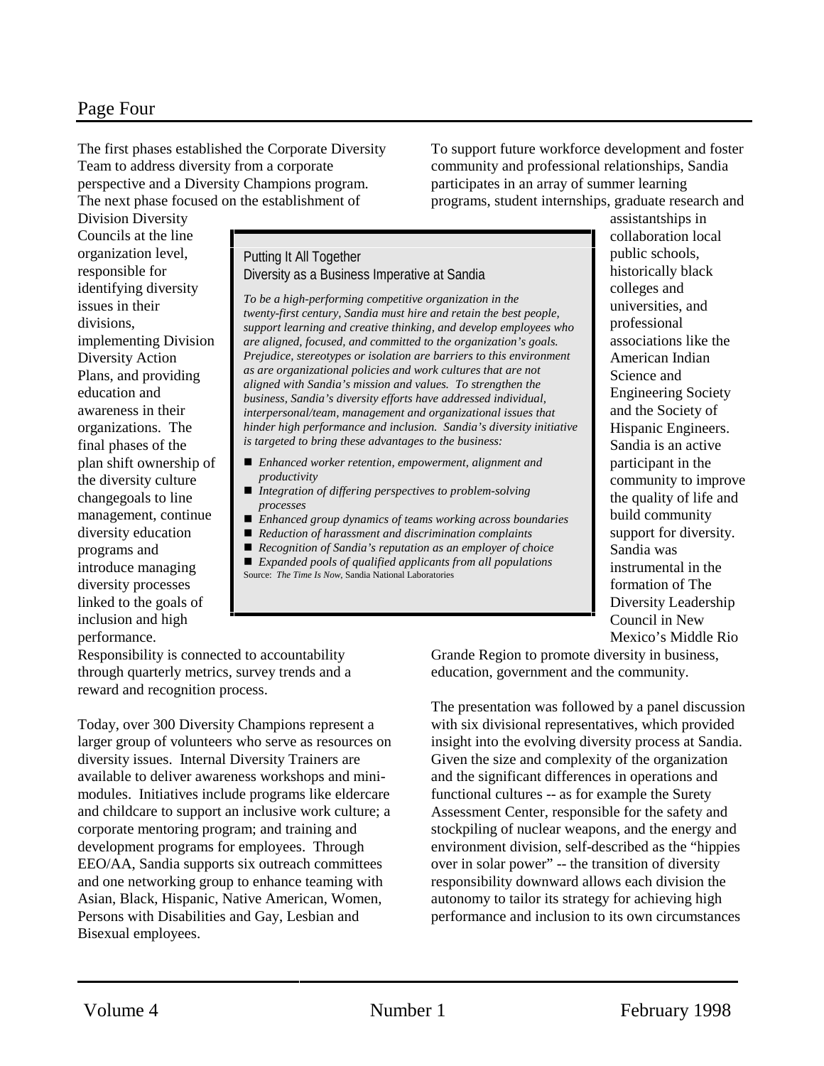The first phases established the Corporate Diversity Team to address diversity from a corporate perspective and a Diversity Champions program. The next phase focused on the establishment of Division Diversity Councils at the line organization level, responsible for identifying diversity issues in their divisions, implementing Division Diversity Action Plans, and providing education and awareness in their organizations. The final phases of the plan shift ownership of the diversity culture changegoals to line management, continue diversity education programs and introduce managing diversity processes linked to the goals of inclusion and high performance. Responsibility is connected to accountability through quarterly metrics, survey trends and a reward and recognition process.

> **Putting It All Together**
> **Diversity as a Business Imperative at Sandia**
>
> *To be a high-performing competitive organization in the twenty-first century, Sandia must hire and retain the best people, support learning and creative thinking, and develop employees who are aligned, focused, and committed to the organization's goals. Prejudice, stereotypes or isolation are barriers to this environment as are organizational policies and work cultures that are not aligned with Sandia's mission and values. To strengthen the business, Sandia's diversity efforts have addressed individual, interpersonal/team, management and organizational issues that hinder high performance and inclusion. Sandia's diversity initiative is targeted to bring these advantages to the business:*
>
> - *Enhanced worker retention, empowerment, alignment and productivity*
> - *Integration of differing perspectives to problem-solving processes*
> - *Enhanced group dynamics of teams working across boundaries*
> - *Reduction of harassment and discrimination complaints*
> - *Recognition of Sandia's reputation as an employer of choice*
> - *Expanded pools of qualified applicants from all populations*
>
> Source: *The Time Is Now*, Sandia National Laboratories

Today, over 300 Diversity Champions represent a larger group of volunteers who serve as resources on diversity issues. Internal Diversity Trainers are available to deliver awareness workshops and mini-modules. Initiatives include programs like eldercare and childcare to support an inclusive work culture; a corporate mentoring program; and training and development programs for employees. Through EEO/AA, Sandia supports six outreach committees and one networking group to enhance teaming with Asian, Black, Hispanic, Native American, Women, Persons with Disabilities and Gay, Lesbian and Bisexual employees.

To support future workforce development and foster community and professional relationships, Sandia participates in an array of summer learning programs, student internships, graduate research and assistantships in collaboration local public schools, historically black colleges and universities, and professional associations like the American Indian Science and Engineering Society and the Society of Hispanic Engineers. Sandia is an active participant in the community to improve the quality of life and build community support for diversity. Sandia was instrumental in the formation of The Diversity Leadership Council in New Mexico's Middle Rio Grande Region to promote diversity in business, education, government and the community.

The presentation was followed by a panel discussion with six divisional representatives, which provided insight into the evolving diversity process at Sandia. Given the size and complexity of the organization and the significant differences in operations and functional cultures -- as for example the Surety Assessment Center, responsible for the safety and stockpiling of nuclear weapons, and the energy and environment division, self-described as the "hippies over in solar power" -- the transition of diversity responsibility downward allows each division the autonomy to tailor its strategy for achieving high performance and inclusion to its own circumstances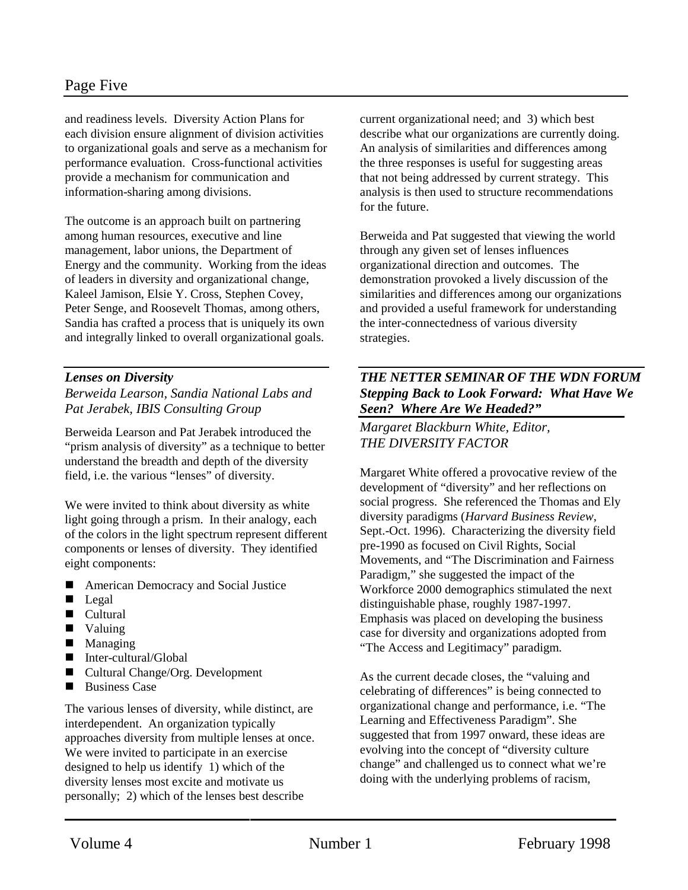and readiness levels. Diversity Action Plans for each division ensure alignment of division activities to organizational goals and serve as a mechanism for performance evaluation. Cross-functional activities provide a mechanism for communication and information-sharing among divisions.

The outcome is an approach built on partnering among human resources, executive and line management, labor unions, the Department of Energy and the community. Working from the ideas of leaders in diversity and organizational change, Kaleel Jamison, Elsie Y. Cross, Stephen Covey, Peter Senge, and Roosevelt Thomas, among others, Sandia has crafted a process that is uniquely its own and integrally linked to overall organizational goals.

### *Lenses on Diversity*

*Berweida Learson, Sandia National Labs and Pat Jerabek, IBIS Consulting Group*

Berweida Learson and Pat Jerabek introduced the "prism analysis of diversity" as a technique to better understand the breadth and depth of the diversity field, i.e. the various "lenses" of diversity.

We were invited to think about diversity as white light going through a prism. In their analogy, each of the colors in the light spectrum represent different components or lenses of diversity. They identified eight components:

- American Democracy and Social Justice
- Legal
- Cultural
- Valuing
- Managing
- Inter-cultural/Global
- Cultural Change/Org. Development
- Business Case

The various lenses of diversity, while distinct, are interdependent. An organization typically approaches diversity from multiple lenses at once. We were invited to participate in an exercise designed to help us identify 1) which of the diversity lenses most excite and motivate us personally; 2) which of the lenses best describe current organizational need; and 3) which best describe what our organizations are currently doing. An analysis of similarities and differences among the three responses is useful for suggesting areas that not being addressed by current strategy. This analysis is then used to structure recommendations for the future.

Berweida and Pat suggested that viewing the world through any given set of lenses influences organizational direction and outcomes. The demonstration provoked a lively discussion of the similarities and differences among our organizations and provided a useful framework for understanding the inter-connectedness of various diversity strategies.

### *THE NETTER SEMINAR OF THE WDN FORUM Stepping Back to Look Forward: What Have We Seen? Where Are We Headed?"*

*Margaret Blackburn White, Editor, THE DIVERSITY FACTOR*

Margaret White offered a provocative review of the development of "diversity" and her reflections on social progress. She referenced the Thomas and Ely diversity paradigms (*Harvard Business Review*, Sept.-Oct. 1996). Characterizing the diversity field pre-1990 as focused on Civil Rights, Social Movements, and "The Discrimination and Fairness Paradigm," she suggested the impact of the Workforce 2000 demographics stimulated the next distinguishable phase, roughly 1987-1997. Emphasis was placed on developing the business case for diversity and organizations adopted from "The Access and Legitimacy" paradigm.

As the current decade closes, the "valuing and celebrating of differences" is being connected to organizational change and performance, i.e. "The Learning and Effectiveness Paradigm". She suggested that from 1997 onward, these ideas are evolving into the concept of "diversity culture change" and challenged us to connect what we're doing with the underlying problems of racism,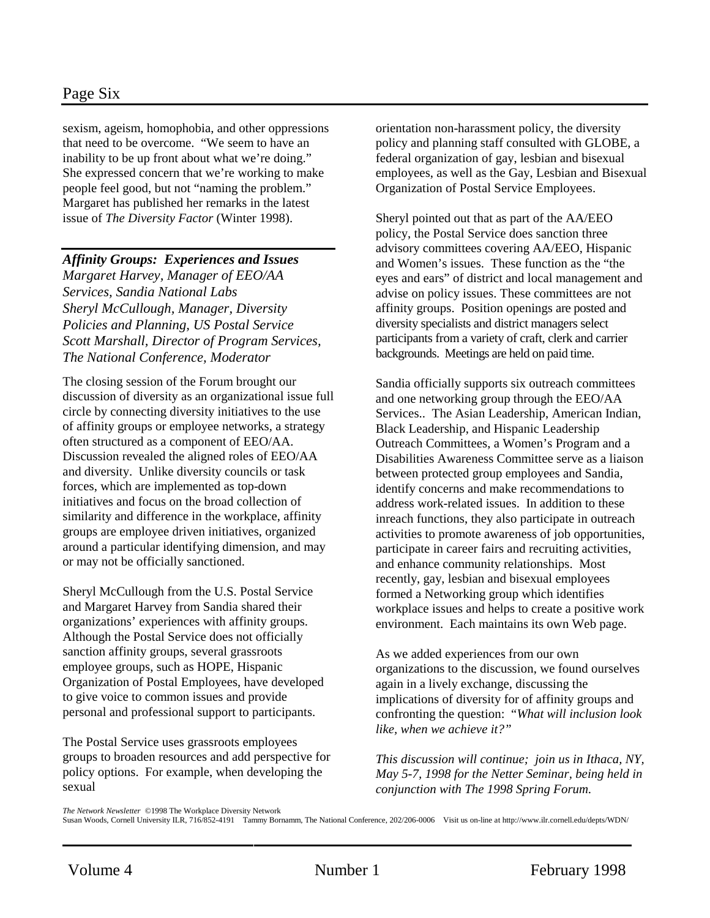sexism, ageism, homophobia, and other oppressions that need to be overcome. "We seem to have an inability to be up front about what we're doing." She expressed concern that we're working to make people feel good, but not "naming the problem." Margaret has published her remarks in the latest issue of *The Diversity Factor* (Winter 1998).

## *Affinity Groups: Experiences and Issues*

*Margaret Harvey, Manager of EEO/AA Services, Sandia National Labs*
*Sheryl McCullough, Manager, Diversity Policies and Planning, US Postal Service*
*Scott Marshall, Director of Program Services, The National Conference, Moderator*

The closing session of the Forum brought our discussion of diversity as an organizational issue full circle by connecting diversity initiatives to the use of affinity groups or employee networks, a strategy often structured as a component of EEO/AA. Discussion revealed the aligned roles of EEO/AA and diversity. Unlike diversity councils or task forces, which are implemented as top-down initiatives and focus on the broad collection of similarity and difference in the workplace, affinity groups are employee driven initiatives, organized around a particular identifying dimension, and may or may not be officially sanctioned.

Sheryl McCullough from the U.S. Postal Service and Margaret Harvey from Sandia shared their organizations' experiences with affinity groups. Although the Postal Service does not officially sanction affinity groups, several grassroots employee groups, such as HOPE, Hispanic Organization of Postal Employees, have developed to give voice to common issues and provide personal and professional support to participants.

The Postal Service uses grassroots employees groups to broaden resources and add perspective for policy options. For example, when developing the sexual orientation non-harassment policy, the diversity policy and planning staff consulted with GLOBE, a federal organization of gay, lesbian and bisexual employees, as well as the Gay, Lesbian and Bisexual Organization of Postal Service Employees.

Sheryl pointed out that as part of the AA/EEO policy, the Postal Service does sanction three advisory committees covering AA/EEO, Hispanic and Women's issues. These function as the "the eyes and ears" of district and local management and advise on policy issues. These committees are not affinity groups. Position openings are posted and diversity specialists and district managers select participants from a variety of craft, clerk and carrier backgrounds. Meetings are held on paid time.

Sandia officially supports six outreach committees and one networking group through the EEO/AA Services.. The Asian Leadership, American Indian, Black Leadership, and Hispanic Leadership Outreach Committees, a Women's Program and a Disabilities Awareness Committee serve as a liaison between protected group employees and Sandia, identify concerns and make recommendations to address work-related issues. In addition to these inreach functions, they also participate in outreach activities to promote awareness of job opportunities, participate in career fairs and recruiting activities, and enhance community relationships. Most recently, gay, lesbian and bisexual employees formed a Networking group which identifies workplace issues and helps to create a positive work environment. Each maintains its own Web page.

As we added experiences from our own organizations to the discussion, we found ourselves again in a lively exchange, discussing the implications of diversity for of affinity groups and confronting the question: *"What will inclusion look like, when we achieve it?"*

*This discussion will continue; join us in Ithaca, NY, May 5-7, 1998 for the Netter Seminar, being held in conjunction with The 1998 Spring Forum.*

*The Network Newsletter* ©1998 The Workplace Diversity Network
Susan Woods, Cornell University ILR, 716/852-4191 Tammy Bornamm, The National Conference, 202/206-0006 Visit us on-line at http://www.ilr.cornell.edu/depts/WDN/